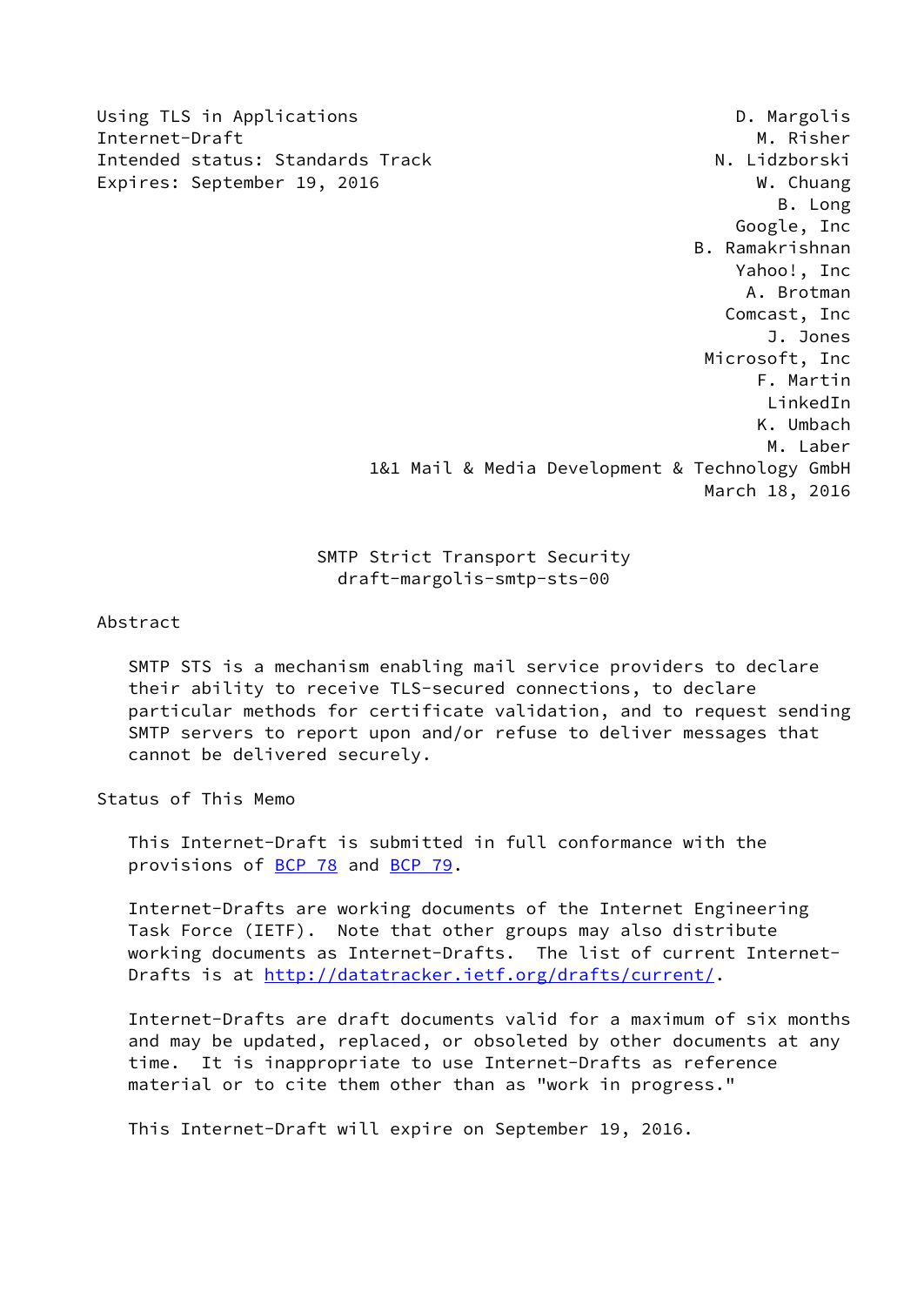Using TLS in Applications  
Internet-Draft  
Intended status: Standards Track  
Expires: September 19, 2016

D. Margolis  
M. Risher  
N. Lidzborski  
W. Chuang  
B. Long  
Google, Inc  
B. Ramakrishnan  
Yahoo!, Inc  
A. Brotman  
Comcast, Inc  
J. Jones  
Microsoft, Inc  
F. Martin  
LinkedIn  
K. Umbach  
M. Laber  
1&1 Mail & Media Development & Technology GmbH  
March 18, 2016

# SMTP Strict Transport Security
## draft-margolis-smtp-sts-00

## Abstract

SMTP STS is a mechanism enabling mail service providers to declare their ability to receive TLS-secured connections, to declare particular methods for certificate validation, and to request sending SMTP servers to report upon and/or refuse to deliver messages that cannot be delivered securely.

## Status of This Memo

This Internet-Draft is submitted in full conformance with the provisions of BCP 78 and BCP 79.

Internet-Drafts are working documents of the Internet Engineering Task Force (IETF). Note that other groups may also distribute working documents as Internet-Drafts. The list of current Internet-Drafts is at http://datatracker.ietf.org/drafts/current/.

Internet-Drafts are draft documents valid for a maximum of six months and may be updated, replaced, or obsoleted by other documents at any time. It is inappropriate to use Internet-Drafts as reference material or to cite them other than as "work in progress."

This Internet-Draft will expire on September 19, 2016.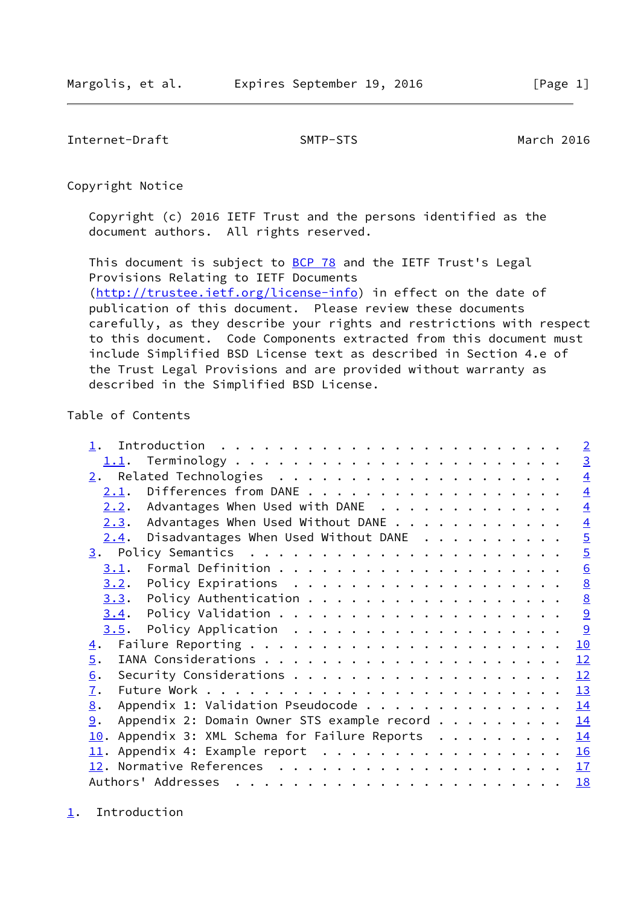## Copyright Notice

Copyright (c) 2016 IETF Trust and the persons identified as the document authors. All rights reserved.

This document is subject to BCP 78 and the IETF Trust's Legal Provisions Relating to IETF Documents (http://trustee.ietf.org/license-info) in effect on the date of publication of this document. Please review these documents carefully, as they describe your rights and restrictions with respect to this document. Code Components extracted from this document must include Simplified BSD License text as described in Section 4.e of the Trust Legal Provisions and are provided without warranty as described in the Simplified BSD License.

## Table of Contents

```
   1.  Introduction . . . . . . . . . . . . . . . . . . . . . . . .   2
     1.1.  Terminology  . . . . . . . . . . . . . . . . . . . . . . .   3
   2.  Related Technologies . . . . . . . . . . . . . . . . . . . . .   4
     2.1.  Differences from DANE  . . . . . . . . . . . . . . . . . .   4
     2.2.  Advantages When Used with DANE . . . . . . . . . . . . . .   4
     2.3.  Advantages When Used Without DANE  . . . . . . . . . . . .   4
     2.4.  Disadvantages When Used Without DANE . . . . . . . . . . .   5
   3.  Policy Semantics . . . . . . . . . . . . . . . . . . . . . . .   5
     3.1.  Formal Definition  . . . . . . . . . . . . . . . . . . . .   6
     3.2.  Policy Expirations . . . . . . . . . . . . . . . . . . . .   8
     3.3.  Policy Authentication  . . . . . . . . . . . . . . . . . .   8
     3.4.  Policy Validation  . . . . . . . . . . . . . . . . . . . .   9
     3.5.  Policy Application . . . . . . . . . . . . . . . . . . . .   9
   4.  Failure Reporting  . . . . . . . . . . . . . . . . . . . . . .  10
   5.  IANA Considerations  . . . . . . . . . . . . . . . . . . . . .  12
   6.  Security Considerations  . . . . . . . . . . . . . . . . . . .  12
   7.  Future Work  . . . . . . . . . . . . . . . . . . . . . . . . .  13
   8.  Appendix 1: Validation Pseudocode  . . . . . . . . . . . . . .  14
   9.  Appendix 2: Domain Owner STS example record  . . . . . . . . .  14
   10. Appendix 3: XML Schema for Failure Reports . . . . . . . . . .  14
   11. Appendix 4: Example report . . . . . . . . . . . . . . . . . .  16
   12. Normative References . . . . . . . . . . . . . . . . . . . . .  17
   Authors' Addresses . . . . . . . . . . . . . . . . . . . . . . . .  18
```

## 1. Introduction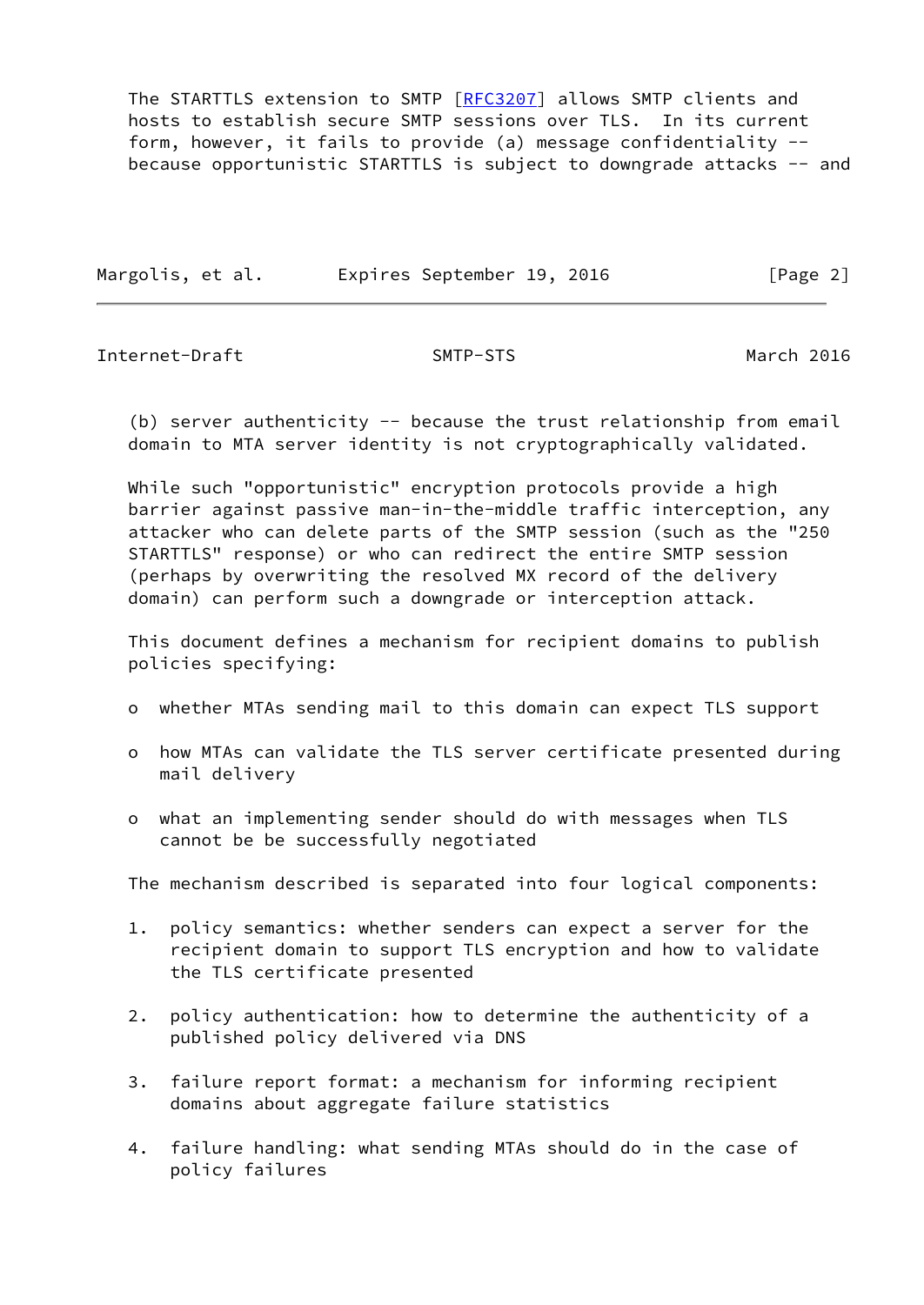The STARTTLS extension to SMTP [RFC3207] allows SMTP clients and hosts to establish secure SMTP sessions over TLS. In its current form, however, it fails to provide (a) message confidentiality -- because opportunistic STARTTLS is subject to downgrade attacks -- and (b) server authenticity -- because the trust relationship from email domain to MTA server identity is not cryptographically validated.

While such "opportunistic" encryption protocols provide a high barrier against passive man-in-the-middle traffic interception, any attacker who can delete parts of the SMTP session (such as the "250 STARTTLS" response) or who can redirect the entire SMTP session (perhaps by overwriting the resolved MX record of the delivery domain) can perform such a downgrade or interception attack.

This document defines a mechanism for recipient domains to publish policies specifying:

- whether MTAs sending mail to this domain can expect TLS support
- how MTAs can validate the TLS server certificate presented during mail delivery
- what an implementing sender should do with messages when TLS cannot be be successfully negotiated

The mechanism described is separated into four logical components:

1. policy semantics: whether senders can expect a server for the recipient domain to support TLS encryption and how to validate the TLS certificate presented
2. policy authentication: how to determine the authenticity of a published policy delivered via DNS
3. failure report format: a mechanism for informing recipient domains about aggregate failure statistics
4. failure handling: what sending MTAs should do in the case of policy failures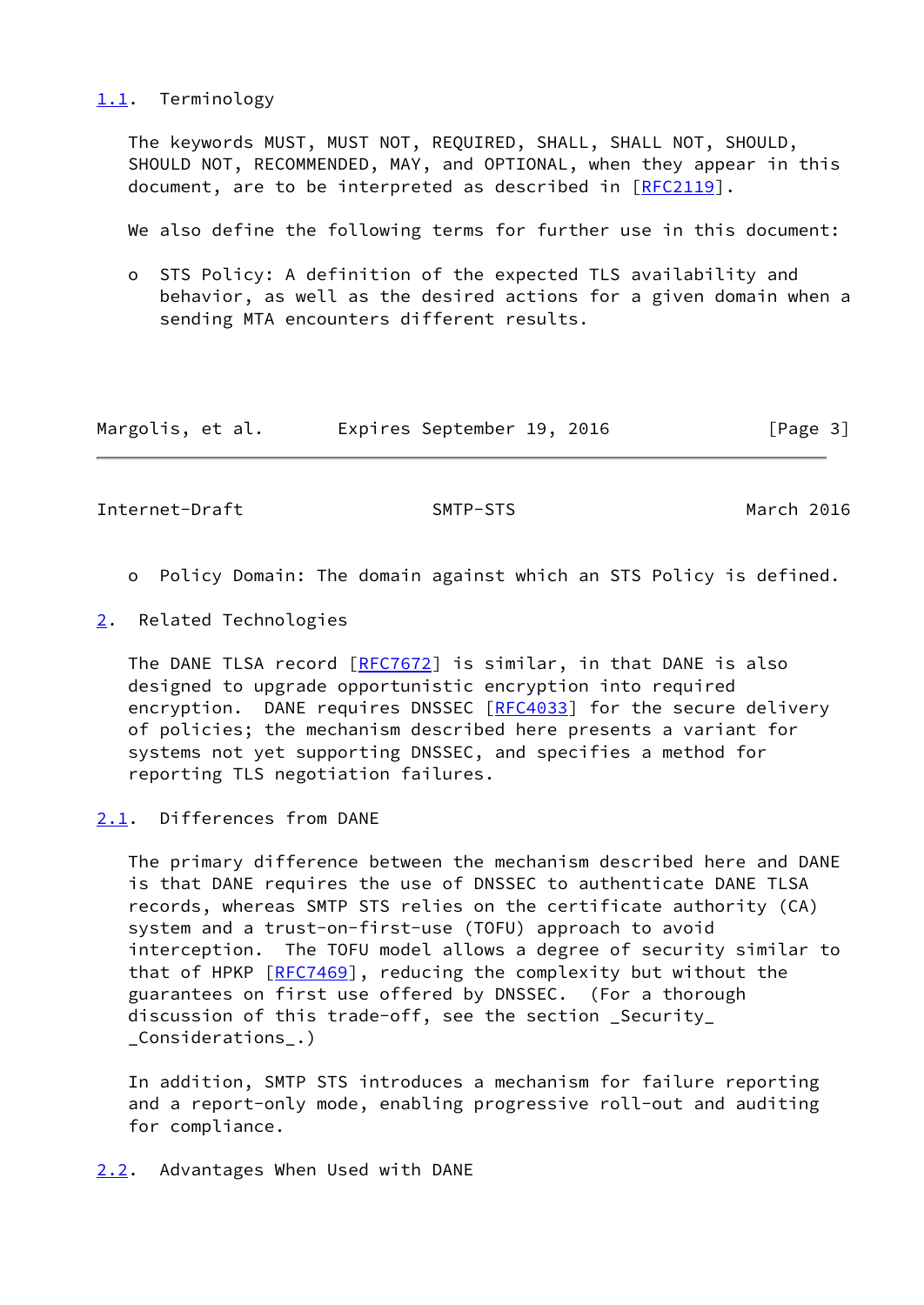### 1.1. Terminology

The keywords MUST, MUST NOT, REQUIRED, SHALL, SHALL NOT, SHOULD, SHOULD NOT, RECOMMENDED, MAY, and OPTIONAL, when they appear in this document, are to be interpreted as described in [RFC2119].

We also define the following terms for further use in this document:

- STS Policy: A definition of the expected TLS availability and behavior, as well as the desired actions for a given domain when a sending MTA encounters different results.
- Policy Domain: The domain against which an STS Policy is defined.

## 2. Related Technologies

The DANE TLSA record [RFC7672] is similar, in that DANE is also designed to upgrade opportunistic encryption into required encryption. DANE requires DNSSEC [RFC4033] for the secure delivery of policies; the mechanism described here presents a variant for systems not yet supporting DNSSEC, and specifies a method for reporting TLS negotiation failures.

### 2.1. Differences from DANE

The primary difference between the mechanism described here and DANE is that DANE requires the use of DNSSEC to authenticate DANE TLSA records, whereas SMTP STS relies on the certificate authority (CA) system and a trust-on-first-use (TOFU) approach to avoid interception. The TOFU model allows a degree of security similar to that of HPKP [RFC7469], reducing the complexity but without the guarantees on first use offered by DNSSEC. (For a thorough discussion of this trade-off, see the section _Security_ _Considerations_.)

In addition, SMTP STS introduces a mechanism for failure reporting and a report-only mode, enabling progressive roll-out and auditing for compliance.

### 2.2. Advantages When Used with DANE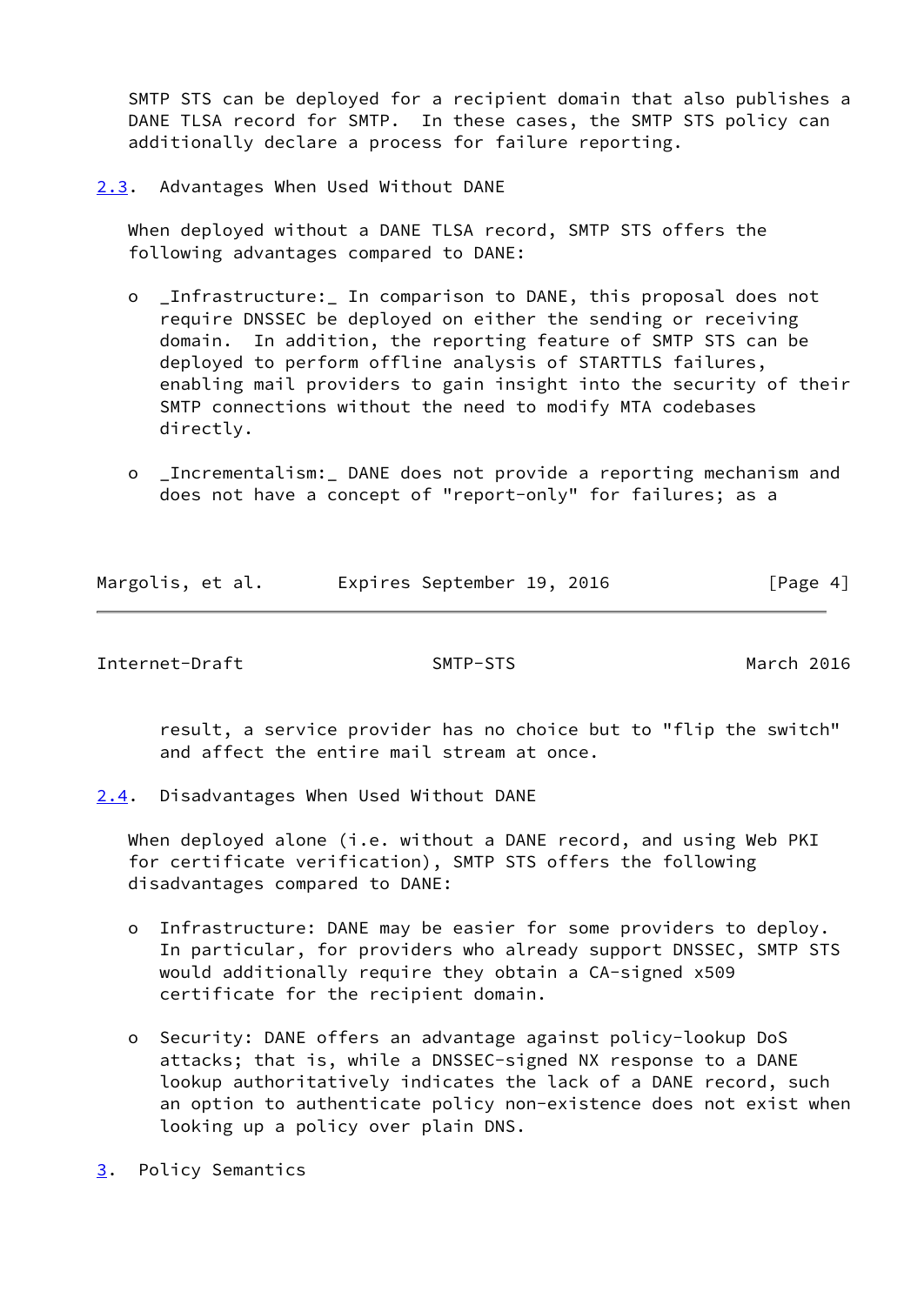SMTP STS can be deployed for a recipient domain that also publishes a DANE TLSA record for SMTP. In these cases, the SMTP STS policy can additionally declare a process for failure reporting.

## 2.3. Advantages When Used Without DANE

When deployed without a DANE TLSA record, SMTP STS offers the following advantages compared to DANE:

- _Infrastructure:_ In comparison to DANE, this proposal does not require DNSSEC be deployed on either the sending or receiving domain. In addition, the reporting feature of SMTP STS can be deployed to perform offline analysis of STARTTLS failures, enabling mail providers to gain insight into the security of their SMTP connections without the need to modify MTA codebases directly.

- _Incrementalism:_ DANE does not provide a reporting mechanism and does not have a concept of "report-only" for failures; as a result, a service provider has no choice but to "flip the switch" and affect the entire mail stream at once.

## 2.4. Disadvantages When Used Without DANE

When deployed alone (i.e. without a DANE record, and using Web PKI for certificate verification), SMTP STS offers the following disadvantages compared to DANE:

- Infrastructure: DANE may be easier for some providers to deploy. In particular, for providers who already support DNSSEC, SMTP STS would additionally require they obtain a CA-signed x509 certificate for the recipient domain.

- Security: DANE offers an advantage against policy-lookup DoS attacks; that is, while a DNSSEC-signed NX response to a DANE lookup authoritatively indicates the lack of a DANE record, such an option to authenticate policy non-existence does not exist when looking up a policy over plain DNS.

# 3. Policy Semantics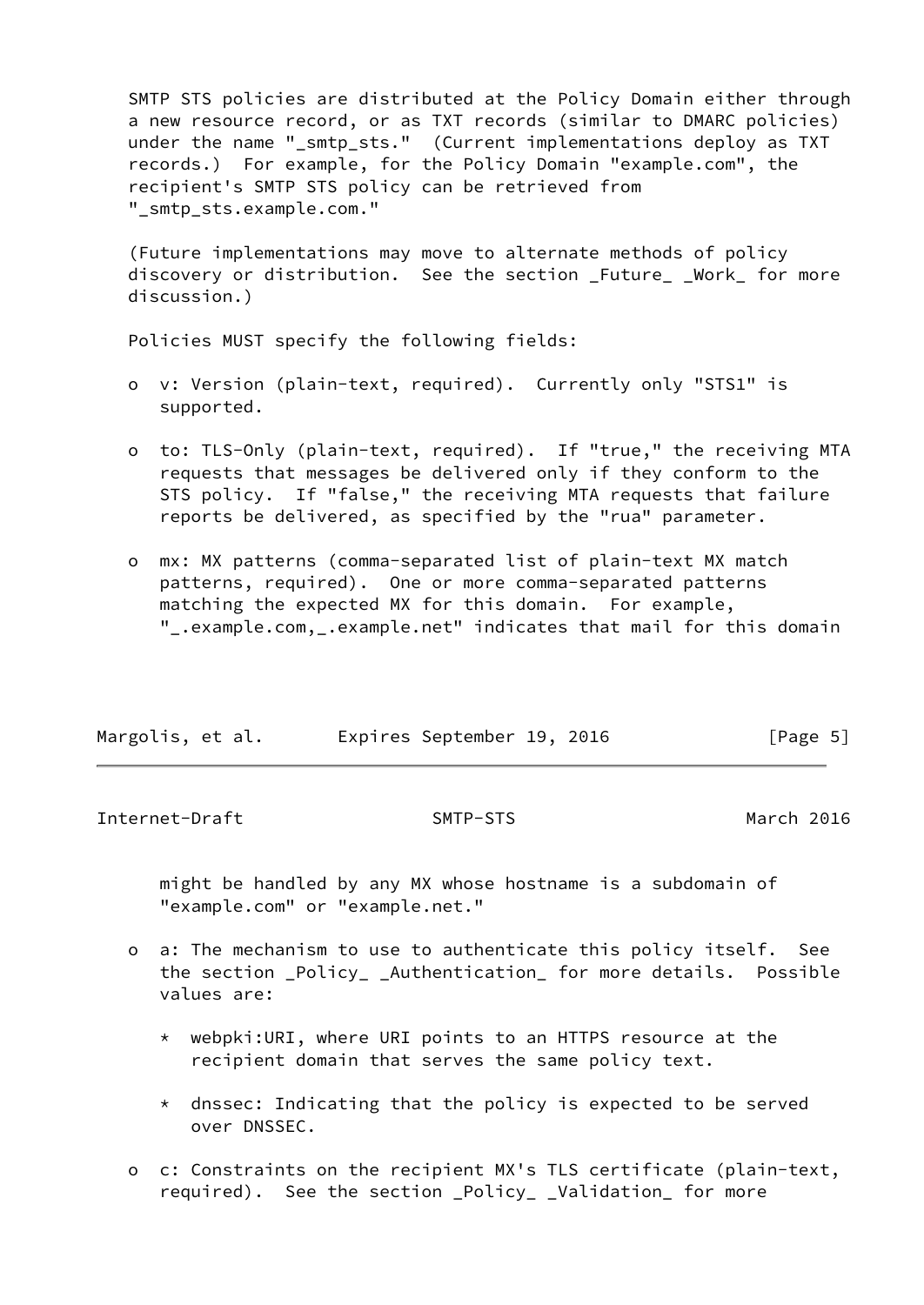SMTP STS policies are distributed at the Policy Domain either through a new resource record, or as TXT records (similar to DMARC policies) under the name "_smtp_sts."  (Current implementations deploy as TXT records.)  For example, for the Policy Domain "example.com", the recipient's SMTP STS policy can be retrieved from "_smtp_sts.example.com."

(Future implementations may move to alternate methods of policy discovery or distribution.  See the section _Future_ _Work_ for more discussion.)

Policies MUST specify the following fields:

- v: Version (plain-text, required).  Currently only "STS1" is supported.

- to: TLS-Only (plain-text, required).  If "true," the receiving MTA requests that messages be delivered only if they conform to the STS policy.  If "false," the receiving MTA requests that failure reports be delivered, as specified by the "rua" parameter.

- mx: MX patterns (comma-separated list of plain-text MX match patterns, required).  One or more comma-separated patterns matching the expected MX for this domain.  For example, "_.example.com,_.example.net" indicates that mail for this domain might be handled by any MX whose hostname is a subdomain of "example.com" or "example.net."

- a: The mechanism to use to authenticate this policy itself.  See the section _Policy_ _Authentication_ for more details.  Possible values are:

  * webpki:URI, where URI points to an HTTPS resource at the recipient domain that serves the same policy text.

  * dnssec: Indicating that the policy is expected to be served over DNSSEC.

- c: Constraints on the recipient MX's TLS certificate (plain-text, required).  See the section _Policy_ _Validation_ for more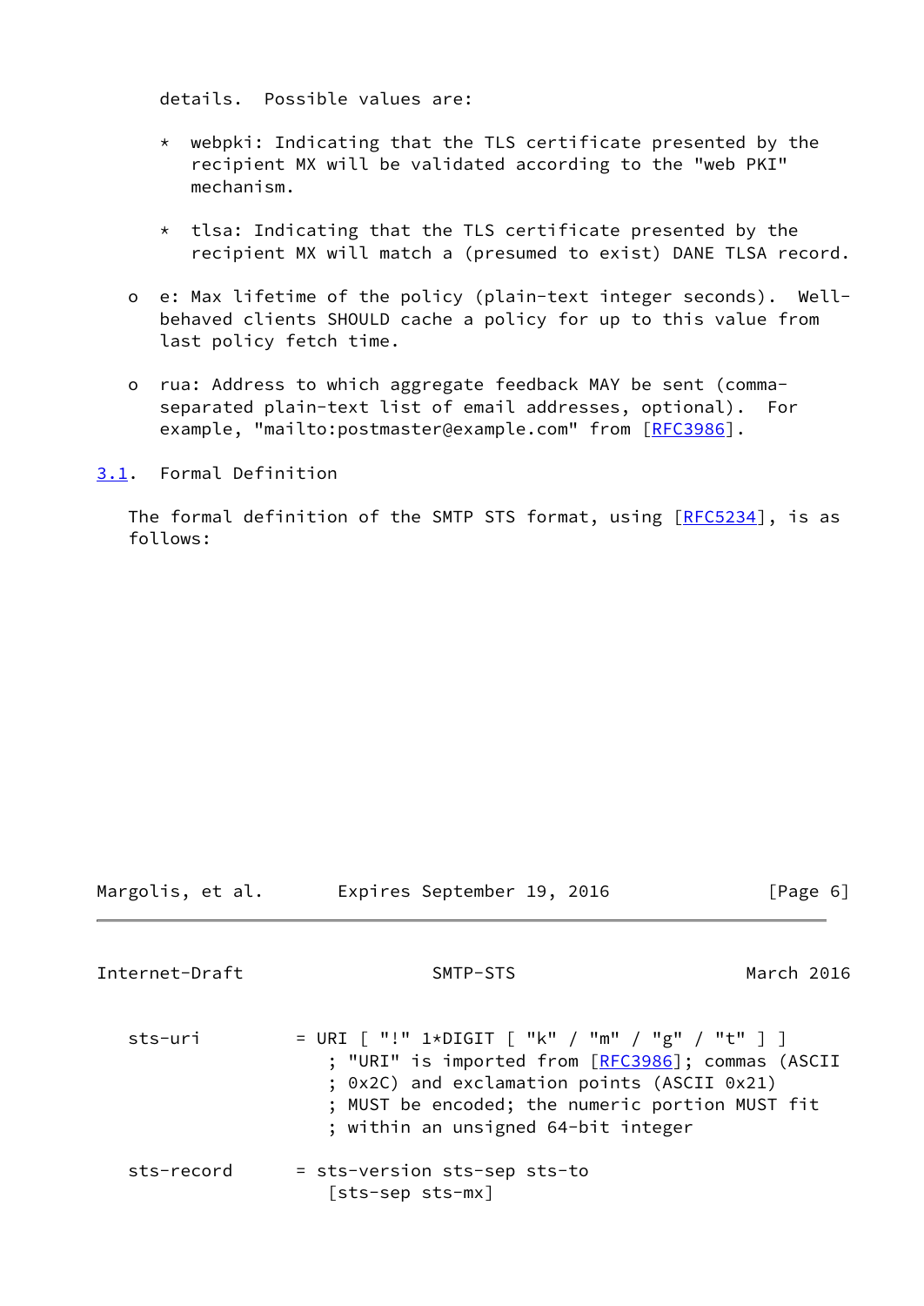details. Possible values are:

* webpki: Indicating that the TLS certificate presented by the recipient MX will be validated according to the "web PKI" mechanism.

* tlsa: Indicating that the TLS certificate presented by the recipient MX will match a (presumed to exist) DANE TLSA record.

- e: Max lifetime of the policy (plain-text integer seconds). Well-behaved clients SHOULD cache a policy for up to this value from last policy fetch time.

- rua: Address to which aggregate feedback MAY be sent (comma-separated plain-text list of email addresses, optional). For example, "mailto:postmaster@example.com" from [RFC3986].

## 3.1. Formal Definition

The formal definition of the SMTP STS format, using [RFC5234], is as follows:

```
sts-uri         = URI [ "!" 1*DIGIT [ "k" / "m" / "g" / "t" ] ]
                  ; "URI" is imported from [RFC3986]; commas (ASCII
                  ; 0x2C) and exclamation points (ASCII 0x21)
                  ; MUST be encoded; the numeric portion MUST fit
                  ; within an unsigned 64-bit integer

sts-record      = sts-version sts-sep sts-to
                  [sts-sep sts-mx]
```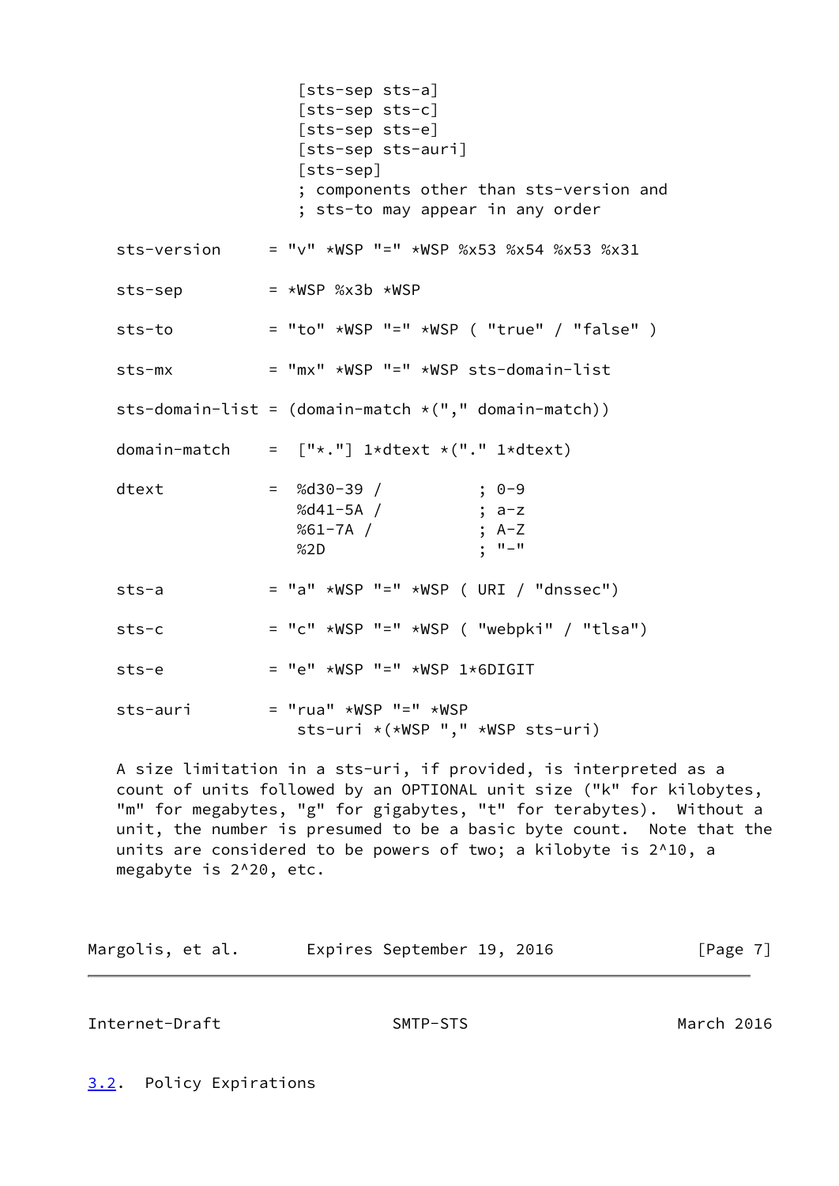```
                    [sts-sep sts-a]
                    [sts-sep sts-c]
                    [sts-sep sts-e]
                    [sts-sep sts-auri]
                    [sts-sep]
                    ; components other than sts-version and
                    ; sts-to may appear in any order

   sts-version     = "v" *WSP "=" *WSP %x53 %x54 %x53 %x31

   sts-sep         = *WSP %x3b *WSP

   sts-to          = "to" *WSP "=" *WSP ( "true" / "false" )

   sts-mx          = "mx" *WSP "=" *WSP sts-domain-list

   sts-domain-list = (domain-match *("," domain-match))

   domain-match    =  ["*."] 1*dtext *("." 1*dtext)

   dtext           =  %d30-39 /          ; 0-9
                      %d41-5A /          ; a-z
                      %61-7A /           ; A-Z
                      %2D                ; "-"

   sts-a           = "a" *WSP "=" *WSP ( URI / "dnssec")

   sts-c           = "c" *WSP "=" *WSP ( "webpki" / "tlsa")

   sts-e           = "e" *WSP "=" *WSP 1*6DIGIT

   sts-auri        = "rua" *WSP "=" *WSP
                      sts-uri *(*WSP "," *WSP sts-uri)
```

A size limitation in a sts-uri, if provided, is interpreted as a count of units followed by an OPTIONAL unit size ("k" for kilobytes, "m" for megabytes, "g" for gigabytes, "t" for terabytes). Without a unit, the number is presumed to be a basic byte count. Note that the units are considered to be powers of two; a kilobyte is 2^10, a megabyte is 2^20, etc.

### 3.2. Policy Expirations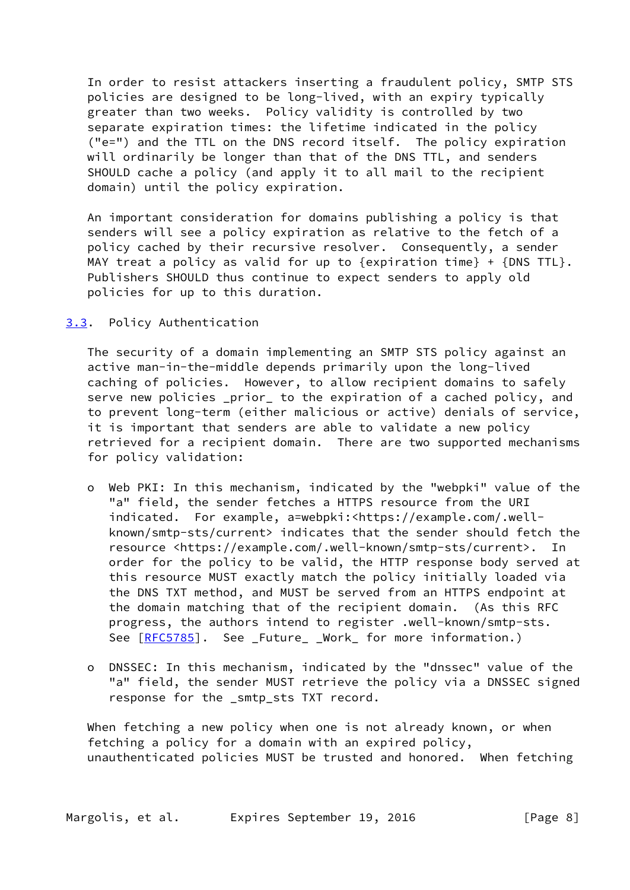In order to resist attackers inserting a fraudulent policy, SMTP STS policies are designed to be long-lived, with an expiry typically greater than two weeks. Policy validity is controlled by two separate expiration times: the lifetime indicated in the policy ("e=") and the TTL on the DNS record itself. The policy expiration will ordinarily be longer than that of the DNS TTL, and senders SHOULD cache a policy (and apply it to all mail to the recipient domain) until the policy expiration.

An important consideration for domains publishing a policy is that senders will see a policy expiration as relative to the fetch of a policy cached by their recursive resolver. Consequently, a sender MAY treat a policy as valid for up to {expiration time} + {DNS TTL}. Publishers SHOULD thus continue to expect senders to apply old policies for up to this duration.

### 3.3. Policy Authentication

The security of a domain implementing an SMTP STS policy against an active man-in-the-middle depends primarily upon the long-lived caching of policies. However, to allow recipient domains to safely serve new policies _prior_ to the expiration of a cached policy, and to prevent long-term (either malicious or active) denials of service, it is important that senders are able to validate a new policy retrieved for a recipient domain. There are two supported mechanisms for policy validation:

- Web PKI: In this mechanism, indicated by the "webpki" value of the "a" field, the sender fetches a HTTPS resource from the URI indicated. For example, a=webpki:<https://example.com/.well-known/smtp-sts/current> indicates that the sender should fetch the resource <https://example.com/.well-known/smtp-sts/current>. In order for the policy to be valid, the HTTP response body served at this resource MUST exactly match the policy initially loaded via the DNS TXT method, and MUST be served from an HTTPS endpoint at the domain matching that of the recipient domain. (As this RFC progress, the authors intend to register .well-known/smtp-sts. See [RFC5785]. See _Future_ _Work_ for more information.)

- DNSSEC: In this mechanism, indicated by the "dnssec" value of the "a" field, the sender MUST retrieve the policy via a DNSSEC signed response for the _smtp_sts TXT record.

When fetching a new policy when one is not already known, or when fetching a policy for a domain with an expired policy, unauthenticated policies MUST be trusted and honored. When fetching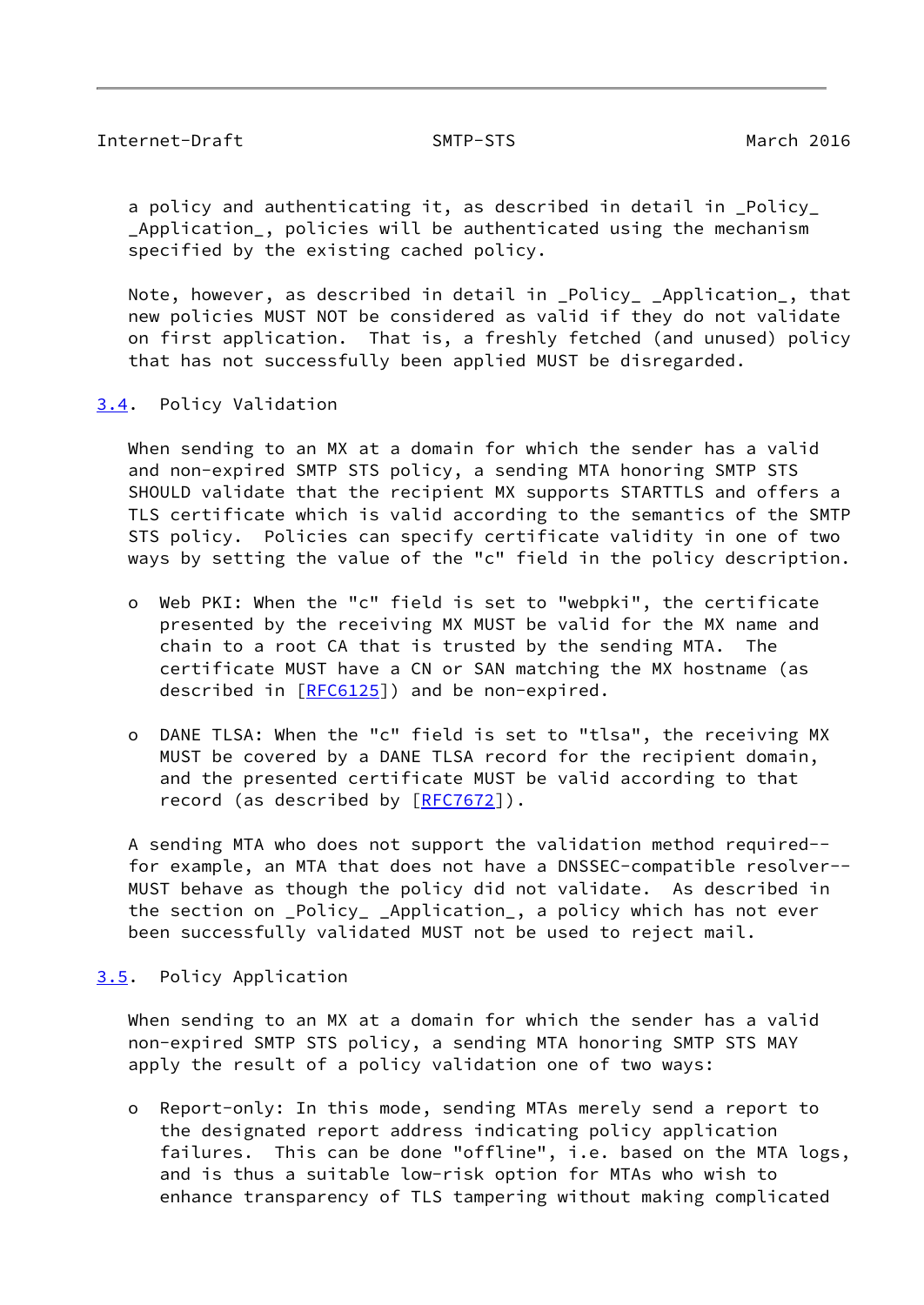a policy and authenticating it, as described in detail in _Policy_ _Application_, policies will be authenticated using the mechanism specified by the existing cached policy.

Note, however, as described in detail in _Policy_ _Application_, that new policies MUST NOT be considered as valid if they do not validate on first application. That is, a freshly fetched (and unused) policy that has not successfully been applied MUST be disregarded.

## 3.4. Policy Validation

When sending to an MX at a domain for which the sender has a valid and non-expired SMTP STS policy, a sending MTA honoring SMTP STS SHOULD validate that the recipient MX supports STARTTLS and offers a TLS certificate which is valid according to the semantics of the SMTP STS policy. Policies can specify certificate validity in one of two ways by setting the value of the "c" field in the policy description.

- Web PKI: When the "c" field is set to "webpki", the certificate presented by the receiving MX MUST be valid for the MX name and chain to a root CA that is trusted by the sending MTA. The certificate MUST have a CN or SAN matching the MX hostname (as described in [RFC6125]) and be non-expired.

- DANE TLSA: When the "c" field is set to "tlsa", the receiving MX MUST be covered by a DANE TLSA record for the recipient domain, and the presented certificate MUST be valid according to that record (as described by [RFC7672]).

A sending MTA who does not support the validation method required--for example, an MTA that does not have a DNSSEC-compatible resolver--MUST behave as though the policy did not validate. As described in the section on _Policy_ _Application_, a policy which has not ever been successfully validated MUST not be used to reject mail.

## 3.5. Policy Application

When sending to an MX at a domain for which the sender has a valid non-expired SMTP STS policy, a sending MTA honoring SMTP STS MAY apply the result of a policy validation one of two ways:

- Report-only: In this mode, sending MTAs merely send a report to the designated report address indicating policy application failures. This can be done "offline", i.e. based on the MTA logs, and is thus a suitable low-risk option for MTAs who wish to enhance transparency of TLS tampering without making complicated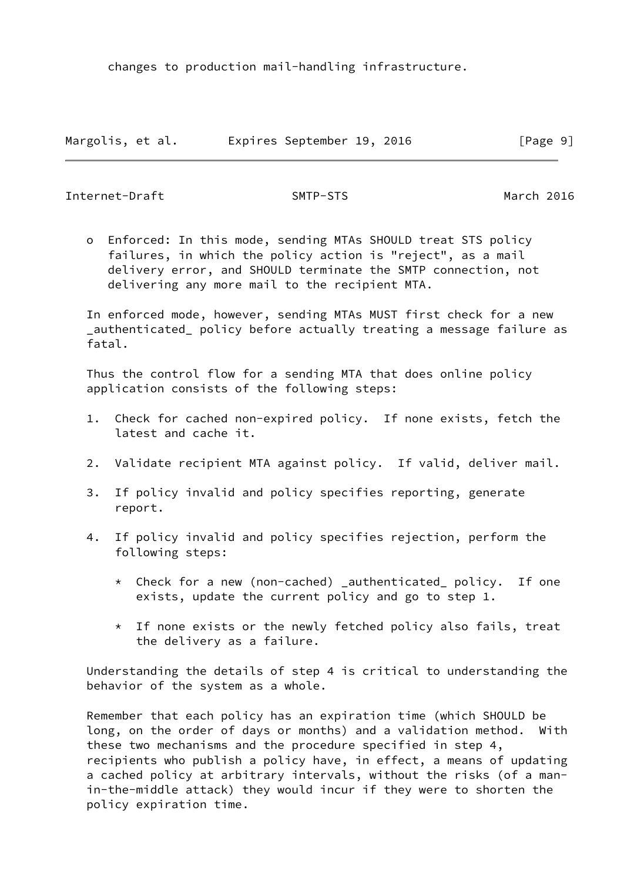changes to production mail-handling infrastructure.

- Enforced: In this mode, sending MTAs SHOULD treat STS policy failures, in which the policy action is "reject", as a mail delivery error, and SHOULD terminate the SMTP connection, not delivering any more mail to the recipient MTA.

In enforced mode, however, sending MTAs MUST first check for a new _authenticated_ policy before actually treating a message failure as fatal.

Thus the control flow for a sending MTA that does online policy application consists of the following steps:

1. Check for cached non-expired policy. If none exists, fetch the latest and cache it.

2. Validate recipient MTA against policy. If valid, deliver mail.

3. If policy invalid and policy specifies reporting, generate report.

4. If policy invalid and policy specifies rejection, perform the following steps:

    * Check for a new (non-cached) _authenticated_ policy. If one exists, update the current policy and go to step 1.

    * If none exists or the newly fetched policy also fails, treat the delivery as a failure.

Understanding the details of step 4 is critical to understanding the behavior of the system as a whole.

Remember that each policy has an expiration time (which SHOULD be long, on the order of days or months) and a validation method. With these two mechanisms and the procedure specified in step 4, recipients who publish a policy have, in effect, a means of updating a cached policy at arbitrary intervals, without the risks (of a man-in-the-middle attack) they would incur if they were to shorten the policy expiration time.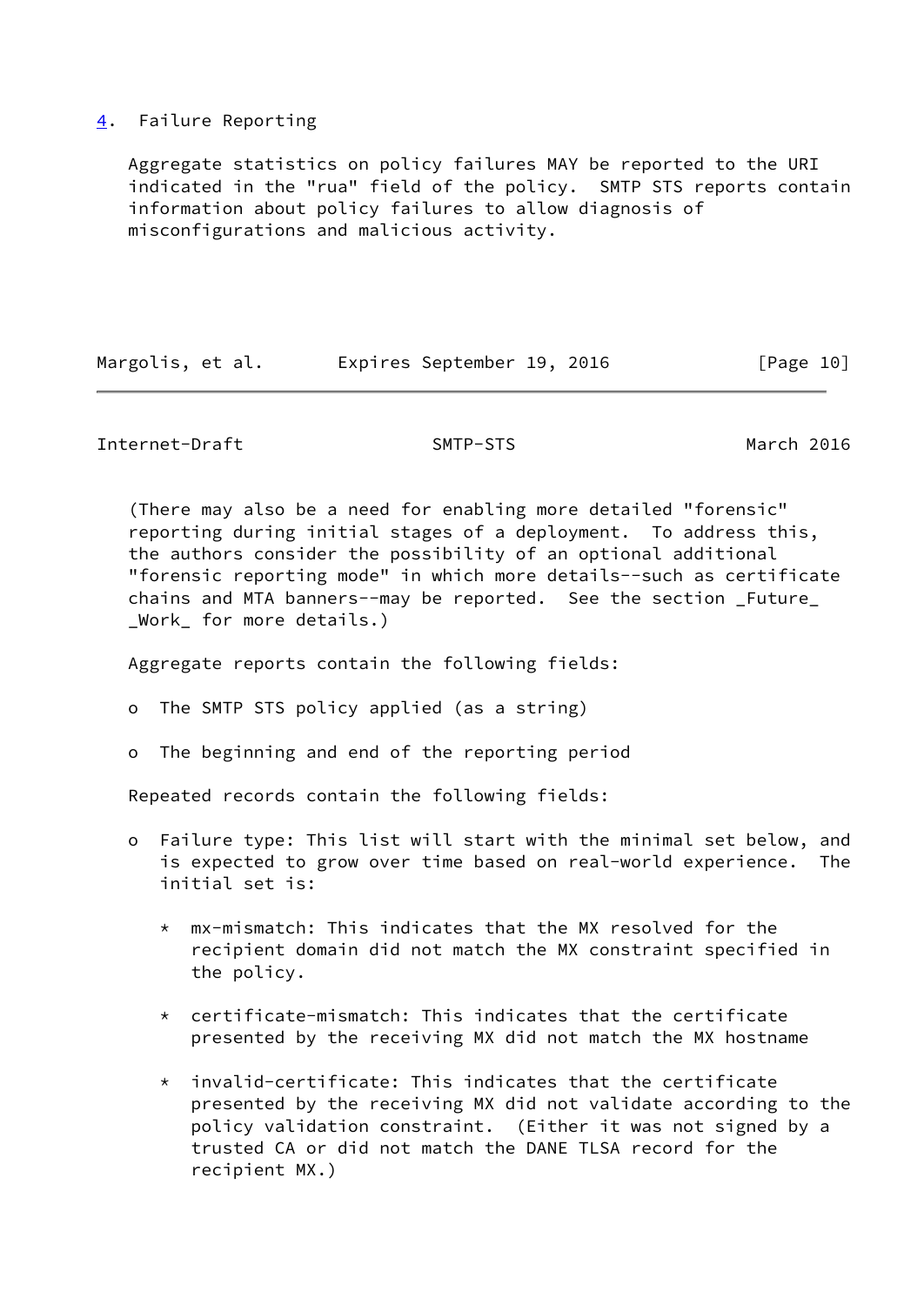## 4. Failure Reporting

Aggregate statistics on policy failures MAY be reported to the URI indicated in the "rua" field of the policy. SMTP STS reports contain information about policy failures to allow diagnosis of misconfigurations and malicious activity.

(There may also be a need for enabling more detailed "forensic" reporting during initial stages of a deployment. To address this, the authors consider the possibility of an optional additional "forensic reporting mode" in which more details--such as certificate chains and MTA banners--may be reported. See the section _Future_ _Work_ for more details.)

Aggregate reports contain the following fields:

- The SMTP STS policy applied (as a string)
- The beginning and end of the reporting period

Repeated records contain the following fields:

- Failure type: This list will start with the minimal set below, and is expected to grow over time based on real-world experience. The initial set is:
  - mx-mismatch: This indicates that the MX resolved for the recipient domain did not match the MX constraint specified in the policy.
  - certificate-mismatch: This indicates that the certificate presented by the receiving MX did not match the MX hostname
  - invalid-certificate: This indicates that the certificate presented by the receiving MX did not validate according to the policy validation constraint. (Either it was not signed by a trusted CA or did not match the DANE TLSA record for the recipient MX.)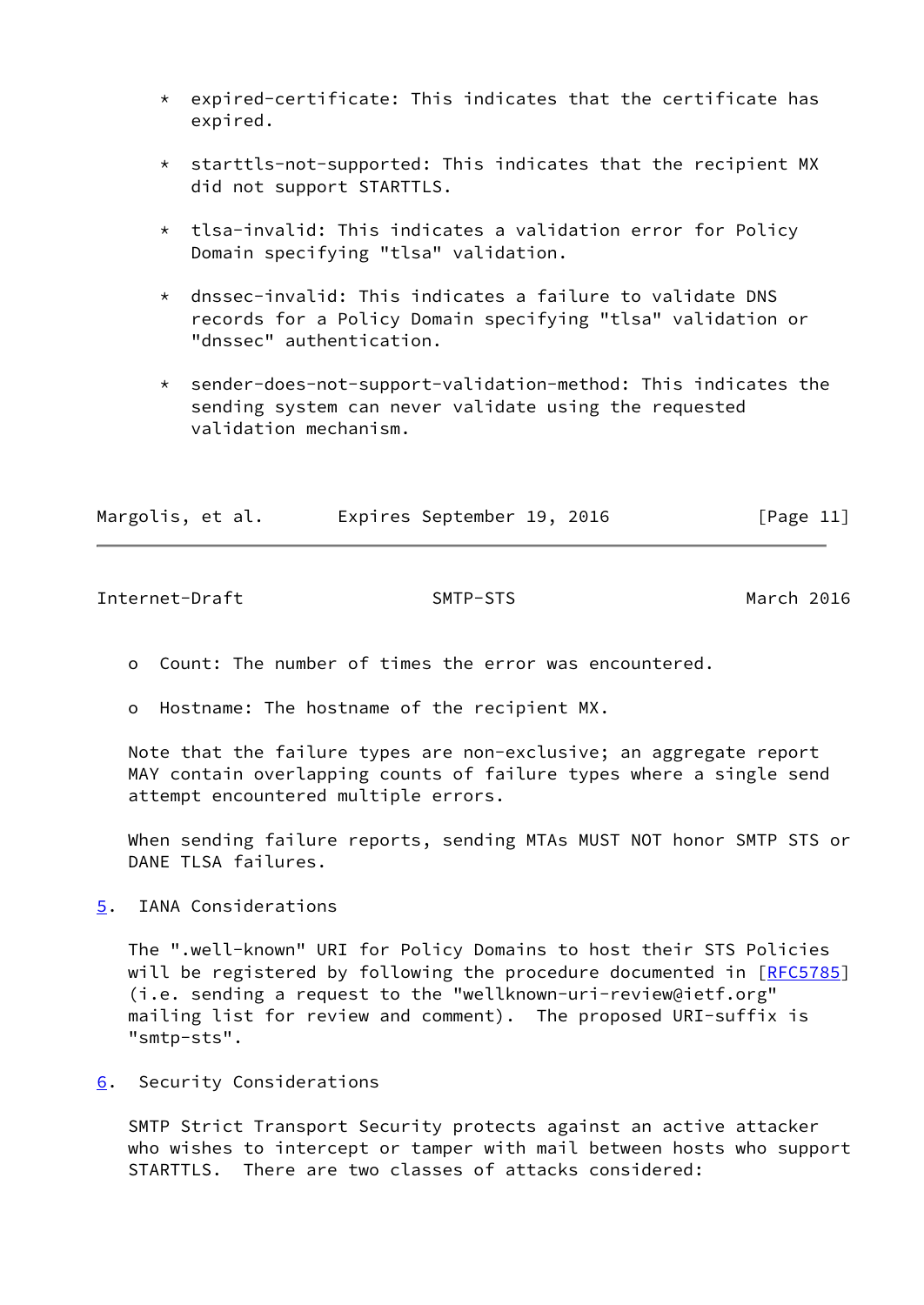* expired-certificate: This indicates that the certificate has expired.

* starttls-not-supported: This indicates that the recipient MX did not support STARTTLS.

* tlsa-invalid: This indicates a validation error for Policy Domain specifying "tlsa" validation.

* dnssec-invalid: This indicates a failure to validate DNS records for a Policy Domain specifying "tlsa" validation or "dnssec" authentication.

* sender-does-not-support-validation-method: This indicates the sending system can never validate using the requested validation mechanism.

- Count: The number of times the error was encountered.

- Hostname: The hostname of the recipient MX.

Note that the failure types are non-exclusive; an aggregate report MAY contain overlapping counts of failure types where a single send attempt encountered multiple errors.

When sending failure reports, sending MTAs MUST NOT honor SMTP STS or DANE TLSA failures.

## 5. IANA Considerations

The ".well-known" URI for Policy Domains to host their STS Policies will be registered by following the procedure documented in [RFC5785] (i.e. sending a request to the "wellknown-uri-review@ietf.org" mailing list for review and comment). The proposed URI-suffix is "smtp-sts".

## 6. Security Considerations

SMTP Strict Transport Security protects against an active attacker who wishes to intercept or tamper with mail between hosts who support STARTTLS. There are two classes of attacks considered: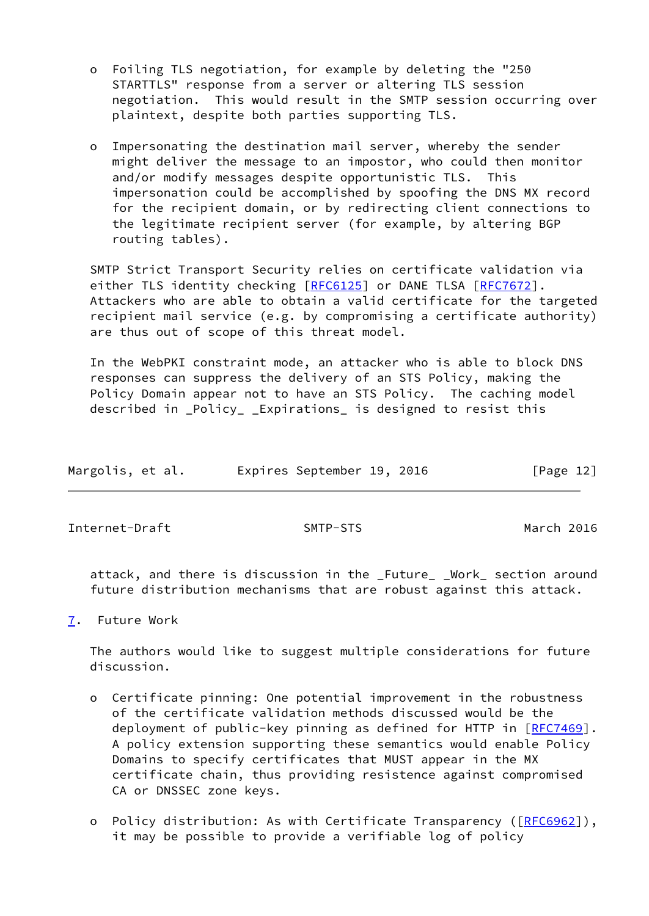- Foiling TLS negotiation, for example by deleting the "250 STARTTLS" response from a server or altering TLS session negotiation. This would result in the SMTP session occurring over plaintext, despite both parties supporting TLS.

- Impersonating the destination mail server, whereby the sender might deliver the message to an impostor, who could then monitor and/or modify messages despite opportunistic TLS. This impersonation could be accomplished by spoofing the DNS MX record for the recipient domain, or by redirecting client connections to the legitimate recipient server (for example, by altering BGP routing tables).

SMTP Strict Transport Security relies on certificate validation via either TLS identity checking [RFC6125] or DANE TLSA [RFC7672]. Attackers who are able to obtain a valid certificate for the targeted recipient mail service (e.g. by compromising a certificate authority) are thus out of scope of this threat model.

In the WebPKI constraint mode, an attacker who is able to block DNS responses can suppress the delivery of an STS Policy, making the Policy Domain appear not to have an STS Policy. The caching model described in _Policy_ _Expirations_ is designed to resist this attack, and there is discussion in the _Future_ _Work_ section around future distribution mechanisms that are robust against this attack.

## 7. Future Work

The authors would like to suggest multiple considerations for future discussion.

- Certificate pinning: One potential improvement in the robustness of the certificate validation methods discussed would be the deployment of public-key pinning as defined for HTTP in [RFC7469]. A policy extension supporting these semantics would enable Policy Domains to specify certificates that MUST appear in the MX certificate chain, thus providing resistence against compromised CA or DNSSEC zone keys.

- Policy distribution: As with Certificate Transparency ([RFC6962]), it may be possible to provide a verifiable log of policy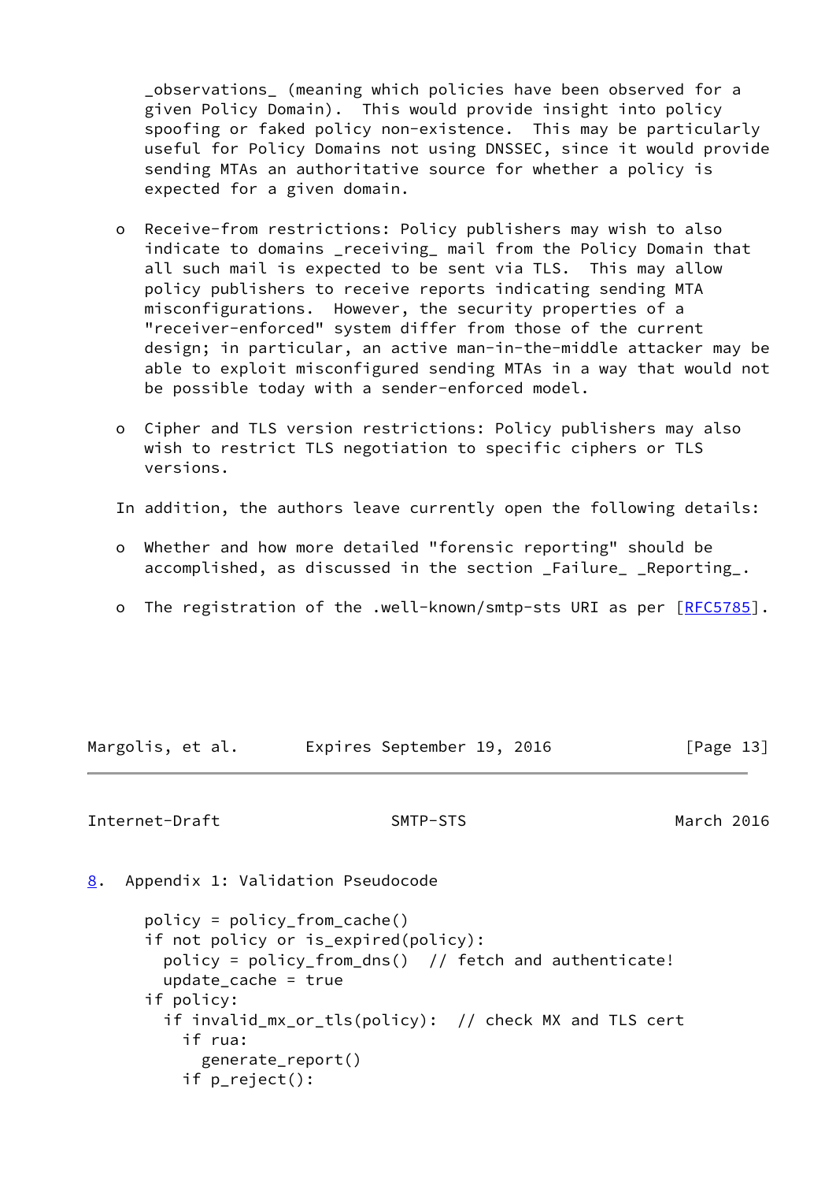_observations_ (meaning which policies have been observed for a given Policy Domain). This would provide insight into policy spoofing or faked policy non-existence. This may be particularly useful for Policy Domains not using DNSSEC, since it would provide sending MTAs an authoritative source for whether a policy is expected for a given domain.

- Receive-from restrictions: Policy publishers may wish to also indicate to domains _receiving_ mail from the Policy Domain that all such mail is expected to be sent via TLS. This may allow policy publishers to receive reports indicating sending MTA misconfigurations. However, the security properties of a "receiver-enforced" system differ from those of the current design; in particular, an active man-in-the-middle attacker may be able to exploit misconfigured sending MTAs in a way that would not be possible today with a sender-enforced model.

- Cipher and TLS version restrictions: Policy publishers may also wish to restrict TLS negotiation to specific ciphers or TLS versions.

In addition, the authors leave currently open the following details:

- Whether and how more detailed "forensic reporting" should be accomplished, as discussed in the section _Failure_ _Reporting_.

- The registration of the .well-known/smtp-sts URI as per [RFC5785].

## 8. Appendix 1: Validation Pseudocode

```
policy = policy_from_cache()
if not policy or is_expired(policy):
  policy = policy_from_dns()  // fetch and authenticate!
  update_cache = true
if policy:
  if invalid_mx_or_tls(policy):  // check MX and TLS cert
    if rua:
      generate_report()
    if p_reject():
```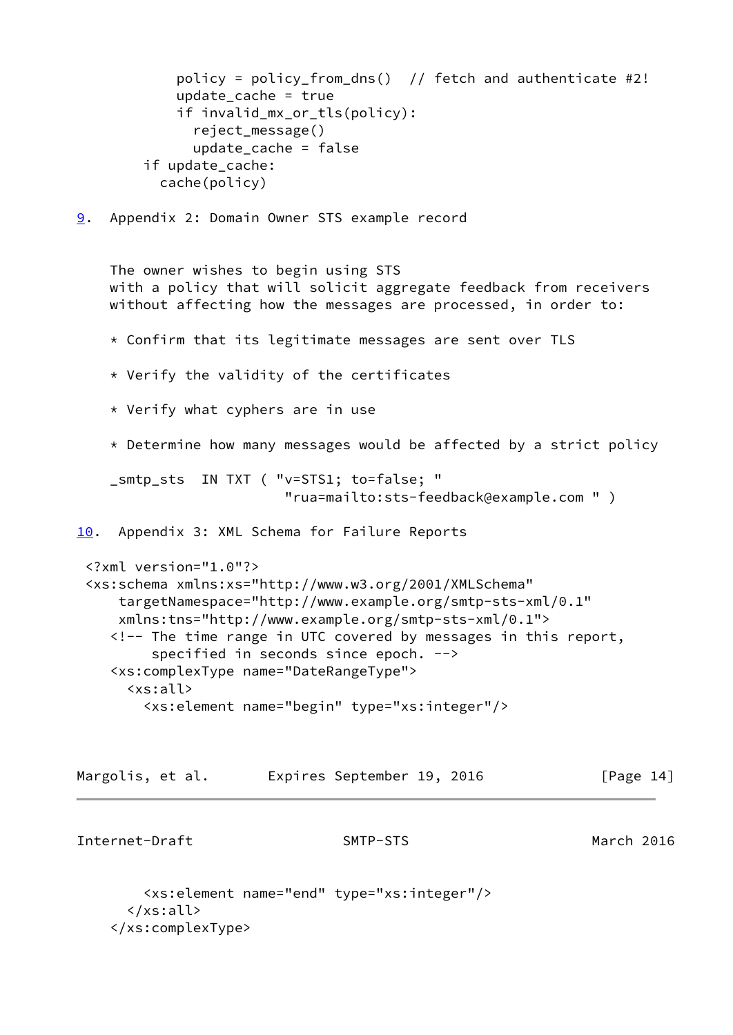```
            policy = policy_from_dns()  // fetch and authenticate #2!
            update_cache = true
            if invalid_mx_or_tls(policy):
              reject_message()
              update_cache = false
        if update_cache:
          cache(policy)
```

## 9. Appendix 2: Domain Owner STS example record

The owner wishes to begin using STS
with a policy that will solicit aggregate feedback from receivers
without affecting how the messages are processed, in order to:

* Confirm that its legitimate messages are sent over TLS

* Verify the validity of the certificates

* Verify what cyphers are in use

* Determine how many messages would be affected by a strict policy

```
_smtp_sts  IN TXT ( "v=STS1; to=false; "
                     "rua=mailto:sts-feedback@example.com " )
```

## 10. Appendix 3: XML Schema for Failure Reports

```
<?xml version="1.0"?>
<xs:schema xmlns:xs="http://www.w3.org/2001/XMLSchema"
    targetNamespace="http://www.example.org/smtp-sts-xml/0.1"
    xmlns:tns="http://www.example.org/smtp-sts-xml/0.1">
   <!-- The time range in UTC covered by messages in this report,
        specified in seconds since epoch. -->
   <xs:complexType name="DateRangeType">
     <xs:all>
       <xs:element name="begin" type="xs:integer"/>
       <xs:element name="end" type="xs:integer"/>
     </xs:all>
   </xs:complexType>
```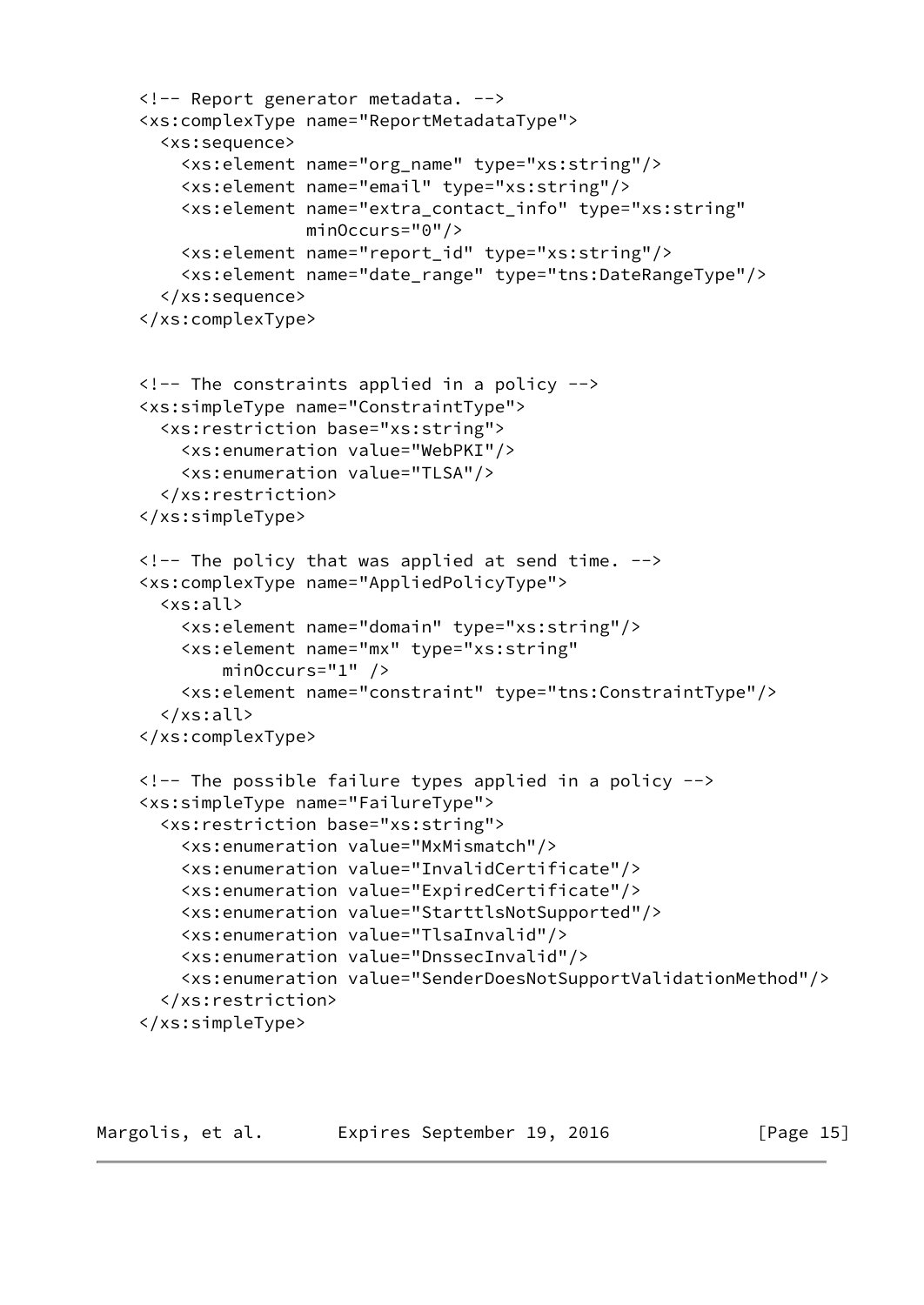```
    <!-- Report generator metadata. -->
    <xs:complexType name="ReportMetadataType">
      <xs:sequence>
        <xs:element name="org_name" type="xs:string"/>
        <xs:element name="email" type="xs:string"/>
        <xs:element name="extra_contact_info" type="xs:string"
                    minOccurs="0"/>
        <xs:element name="report_id" type="xs:string"/>
        <xs:element name="date_range" type="tns:DateRangeType"/>
      </xs:sequence>
    </xs:complexType>


    <!-- The constraints applied in a policy -->
    <xs:simpleType name="ConstraintType">
      <xs:restriction base="xs:string">
        <xs:enumeration value="WebPKI"/>
        <xs:enumeration value="TLSA"/>
      </xs:restriction>
    </xs:simpleType>

    <!-- The policy that was applied at send time. -->
    <xs:complexType name="AppliedPolicyType">
      <xs:all>
        <xs:element name="domain" type="xs:string"/>
        <xs:element name="mx" type="xs:string"
            minOccurs="1" />
        <xs:element name="constraint" type="tns:ConstraintType"/>
      </xs:all>
    </xs:complexType>

    <!-- The possible failure types applied in a policy -->
    <xs:simpleType name="FailureType">
      <xs:restriction base="xs:string">
        <xs:enumeration value="MxMismatch"/>
        <xs:enumeration value="InvalidCertificate"/>
        <xs:enumeration value="ExpiredCertificate"/>
        <xs:enumeration value="StarttlsNotSupported"/>
        <xs:enumeration value="TlsaInvalid"/>
        <xs:enumeration value="DnssecInvalid"/>
        <xs:enumeration value="SenderDoesNotSupportValidationMethod"/>
      </xs:restriction>
    </xs:simpleType>
```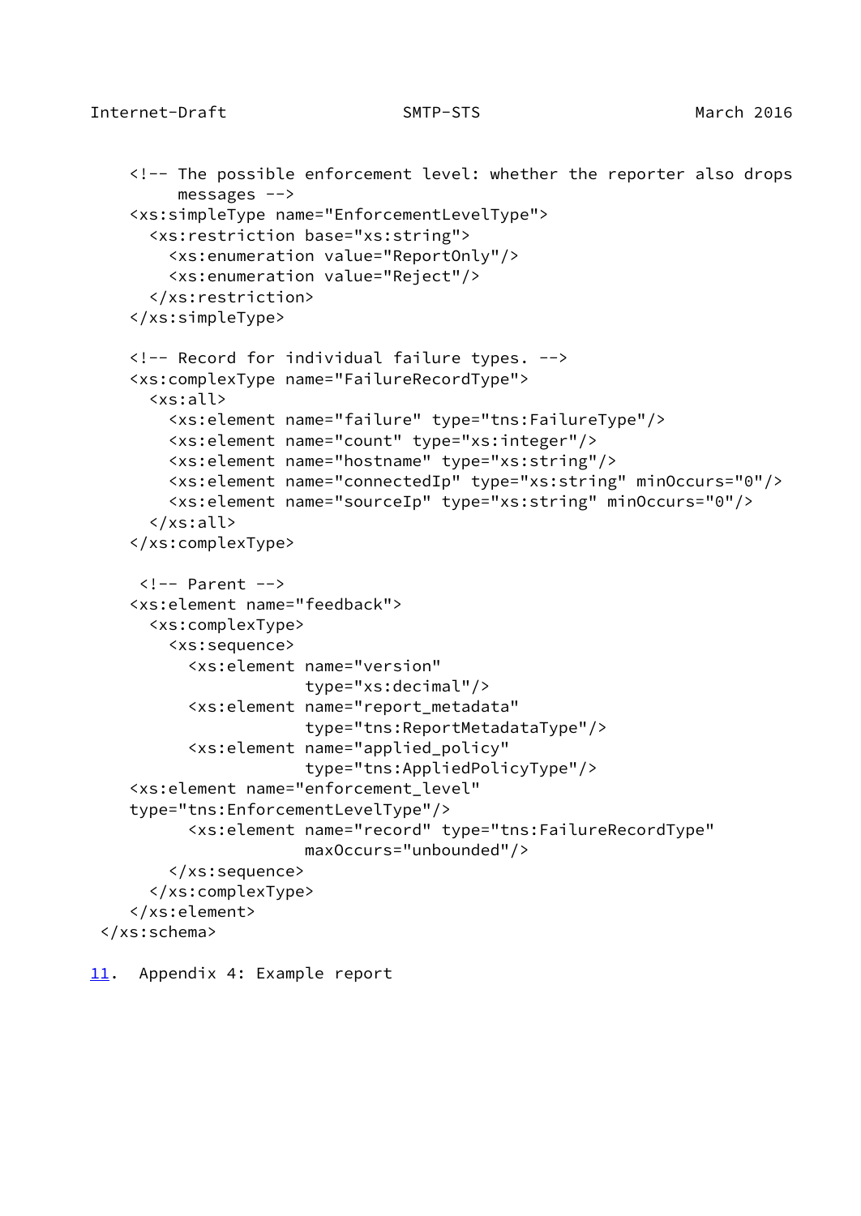```
    <!-- The possible enforcement level: whether the reporter also drops
         messages -->
    <xs:simpleType name="EnforcementLevelType">
      <xs:restriction base="xs:string">
        <xs:enumeration value="ReportOnly"/>
        <xs:enumeration value="Reject"/>
      </xs:restriction>
    </xs:simpleType>

    <!-- Record for individual failure types. -->
    <xs:complexType name="FailureRecordType">
      <xs:all>
        <xs:element name="failure" type="tns:FailureType"/>
        <xs:element name="count" type="xs:integer"/>
        <xs:element name="hostname" type="xs:string"/>
        <xs:element name="connectedIp" type="xs:string" minOccurs="0"/>
        <xs:element name="sourceIp" type="xs:string" minOccurs="0"/>
      </xs:all>
    </xs:complexType>

     <!-- Parent -->
    <xs:element name="feedback">
      <xs:complexType>
        <xs:sequence>
          <xs:element name="version"
                      type="xs:decimal"/>
          <xs:element name="report_metadata"
                      type="tns:ReportMetadataType"/>
          <xs:element name="applied_policy"
                      type="tns:AppliedPolicyType"/>
    <xs:element name="enforcement_level"
    type="tns:EnforcementLevelType"/>
          <xs:element name="record" type="tns:FailureRecordType"
                      maxOccurs="unbounded"/>
        </xs:sequence>
      </xs:complexType>
    </xs:element>
 </xs:schema>
```

## 11. Appendix 4: Example report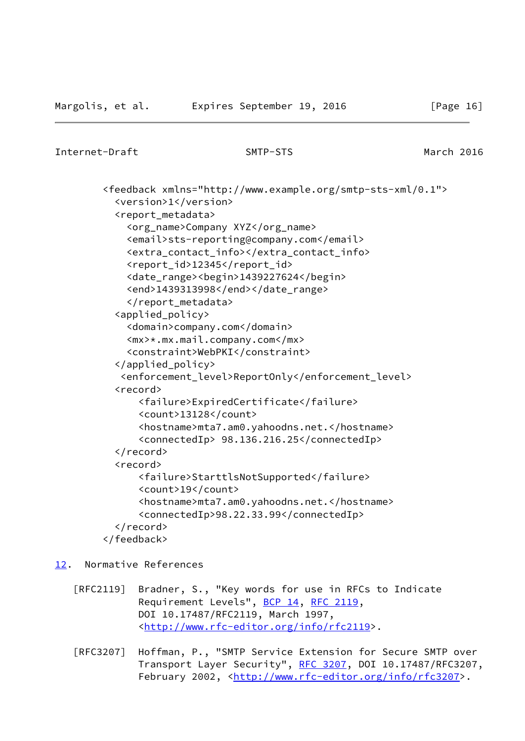```
<feedback xmlns="http://www.example.org/smtp-sts-xml/0.1">
  <version>1</version>
  <report_metadata>
    <org_name>Company XYZ</org_name>
    <email>sts-reporting@company.com</email>
    <extra_contact_info></extra_contact_info>
    <report_id>12345</report_id>
    <date_range><begin>1439227624</begin>
    <end>1439313998</end></date_range>
    </report_metadata>
  <applied_policy>
    <domain>company.com</domain>
    <mx>*.mx.mail.company.com</mx>
    <constraint>WebPKI</constraint>
  </applied_policy>
   <enforcement_level>ReportOnly</enforcement_level>
  <record>
      <failure>ExpiredCertificate</failure>
      <count>13128</count>
      <hostname>mta7.am0.yahoodns.net.</hostname>
      <connectedIp> 98.136.216.25</connectedIp>
  </record>
  <record>
      <failure>StarttlsNotSupported</failure>
      <count>19</count>
      <hostname>mta7.am0.yahoodns.net.</hostname>
      <connectedIp>98.22.33.99</connectedIp>
  </record>
</feedback>
```

## 12. Normative References

[RFC2119] Bradner, S., "Key words for use in RFCs to Indicate Requirement Levels", BCP 14, RFC 2119, DOI 10.17487/RFC2119, March 1997, <http://www.rfc-editor.org/info/rfc2119>.

[RFC3207] Hoffman, P., "SMTP Service Extension for Secure SMTP over Transport Layer Security", RFC 3207, DOI 10.17487/RFC3207, February 2002, <http://www.rfc-editor.org/info/rfc3207>.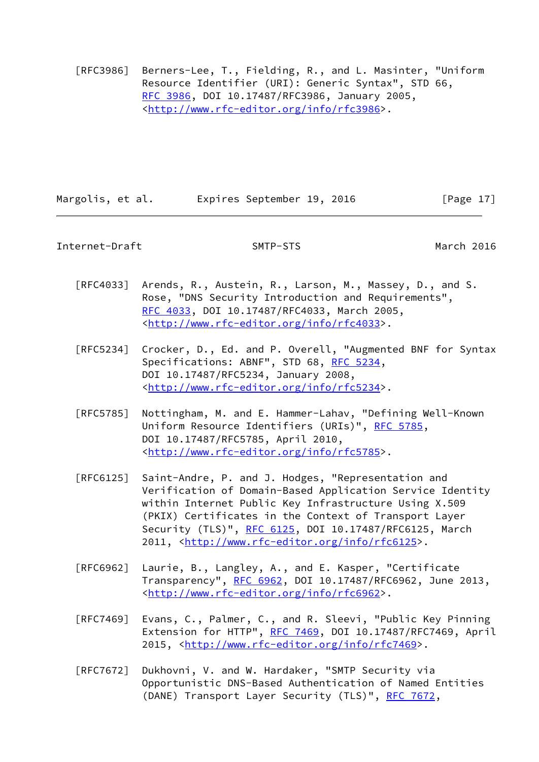[RFC3986] Berners-Lee, T., Fielding, R., and L. Masinter, "Uniform Resource Identifier (URI): Generic Syntax", STD 66, RFC 3986, DOI 10.17487/RFC3986, January 2005, <http://www.rfc-editor.org/info/rfc3986>.

[RFC4033] Arends, R., Austein, R., Larson, M., Massey, D., and S. Rose, "DNS Security Introduction and Requirements", RFC 4033, DOI 10.17487/RFC4033, March 2005, <http://www.rfc-editor.org/info/rfc4033>.

[RFC5234] Crocker, D., Ed. and P. Overell, "Augmented BNF for Syntax Specifications: ABNF", STD 68, RFC 5234, DOI 10.17487/RFC5234, January 2008, <http://www.rfc-editor.org/info/rfc5234>.

[RFC5785] Nottingham, M. and E. Hammer-Lahav, "Defining Well-Known Uniform Resource Identifiers (URIs)", RFC 5785, DOI 10.17487/RFC5785, April 2010, <http://www.rfc-editor.org/info/rfc5785>.

[RFC6125] Saint-Andre, P. and J. Hodges, "Representation and Verification of Domain-Based Application Service Identity within Internet Public Key Infrastructure Using X.509 (PKIX) Certificates in the Context of Transport Layer Security (TLS)", RFC 6125, DOI 10.17487/RFC6125, March 2011, <http://www.rfc-editor.org/info/rfc6125>.

[RFC6962] Laurie, B., Langley, A., and E. Kasper, "Certificate Transparency", RFC 6962, DOI 10.17487/RFC6962, June 2013, <http://www.rfc-editor.org/info/rfc6962>.

[RFC7469] Evans, C., Palmer, C., and R. Sleevi, "Public Key Pinning Extension for HTTP", RFC 7469, DOI 10.17487/RFC7469, April 2015, <http://www.rfc-editor.org/info/rfc7469>.

[RFC7672] Dukhovni, V. and W. Hardaker, "SMTP Security via Opportunistic DNS-Based Authentication of Named Entities (DANE) Transport Layer Security (TLS)", RFC 7672,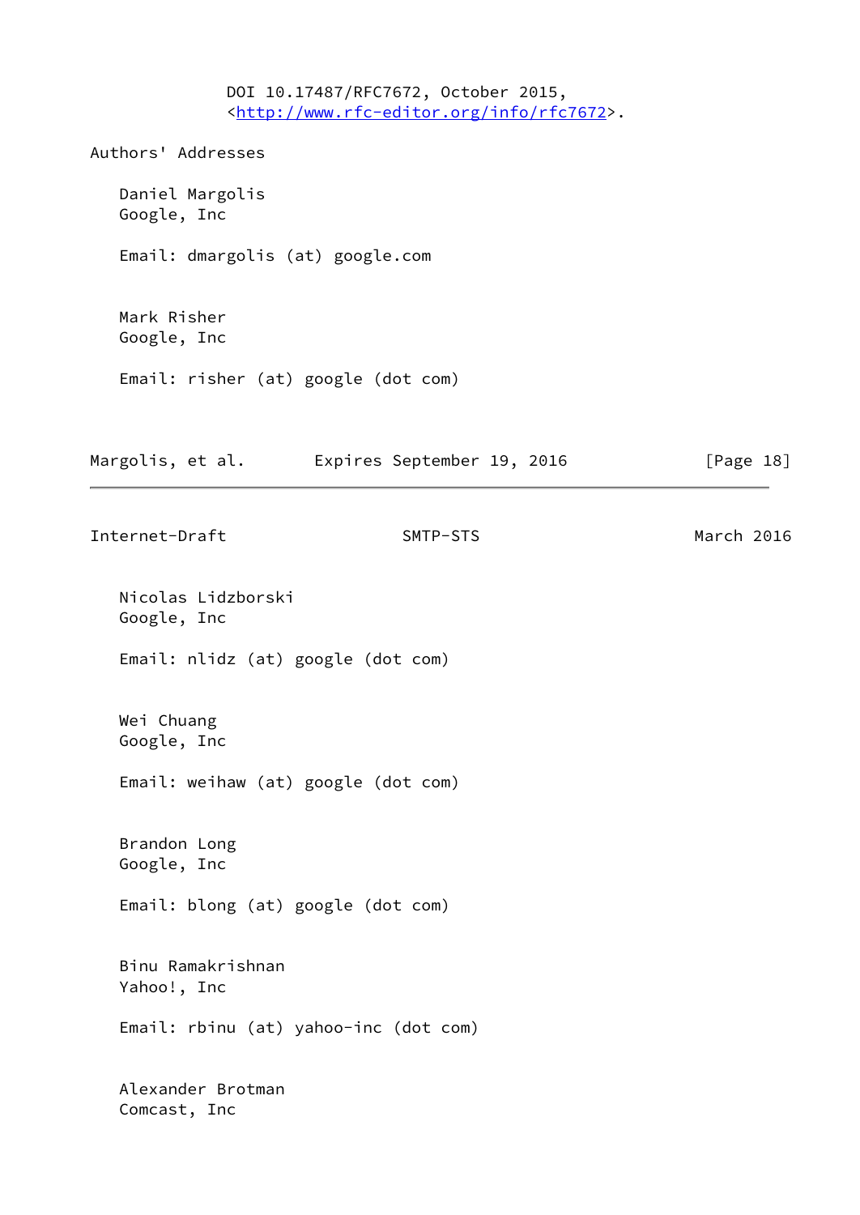DOI 10.17487/RFC7672, October 2015,
<http://www.rfc-editor.org/info/rfc7672>.

## Authors' Addresses

Daniel Margolis
Google, Inc

Email: dmargolis (at) google.com

Mark Risher
Google, Inc

Email: risher (at) google (dot com)

Nicolas Lidzborski
Google, Inc

Email: nlidz (at) google (dot com)

Wei Chuang
Google, Inc

Email: weihaw (at) google (dot com)

Brandon Long
Google, Inc

Email: blong (at) google (dot com)

Binu Ramakrishnan
Yahoo!, Inc

Email: rbinu (at) yahoo-inc (dot com)

Alexander Brotman
Comcast, Inc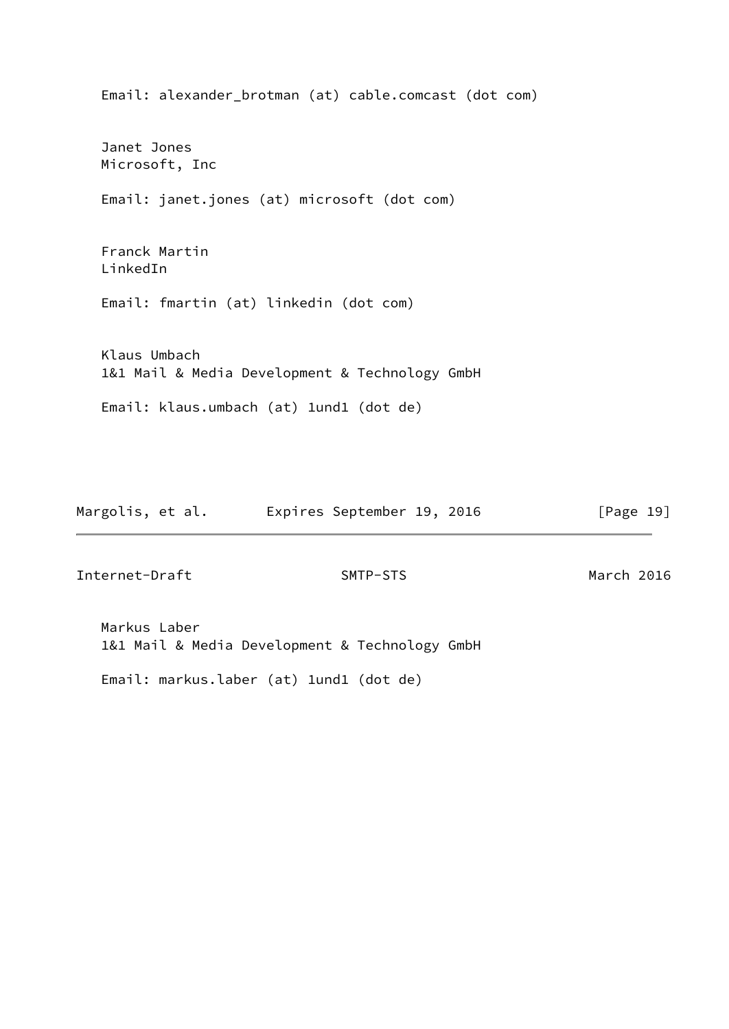Email: alexander_brotman (at) cable.comcast (dot com)

Janet Jones
Microsoft, Inc

Email: janet.jones (at) microsoft (dot com)

Franck Martin
LinkedIn

Email: fmartin (at) linkedin (dot com)

Klaus Umbach
1&1 Mail & Media Development & Technology GmbH

Email: klaus.umbach (at) 1und1 (dot de)

Markus Laber
1&1 Mail & Media Development & Technology GmbH

Email: markus.laber (at) 1und1 (dot de)